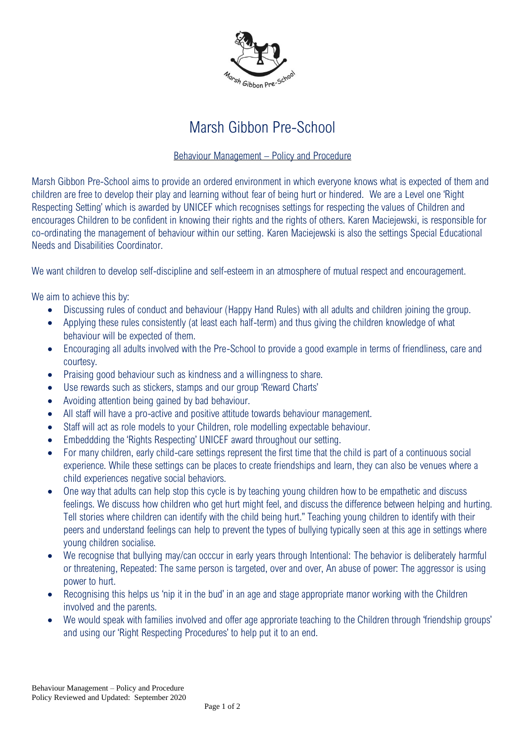# Marsh Gibbon Pre-School

## Behaviour Management – Policy and Procedure

Marsh Gibbon Pre-School aims to provide an ordered environment in which everyone knows what is expected of them and children are free to develop their play and learning without fear of being hurt or hindered. We are a Level one 'Right Respecting Setting' which is awarded by UNICEF which recognises settings for respecting the values of Children and encourages Children to be confident in knowing their rights and the rights of others. Karen Maciejewski, is responsible for co-ordinating the management of behaviour within our setting. Karen Maciejewski is also the settings Special Educational Needs and Disabilities Coordinator.

We want children to develop self-discipline and self-esteem in an atmosphere of mutual respect and encouragement.

We aim to achieve this by:

- Discussing rules of conduct and behaviour (Happy Hand Rules) with all adults and children joining the group.
- Applying these rules consistently (at least each half-term) and thus giving the children knowledge of what behaviour will be expected of them.
- Encouraging all adults involved with the Pre-School to provide a good example in terms of friendliness, care and courtesy.
- Praising good behaviour such as kindness and a willingness to share.
- Use rewards such as stickers, stamps and our group 'Reward Charts'
- Avoiding attention being gained by bad behaviour.
- All staff will have a pro-active and positive attitude towards behaviour management.
- Staff will act as role models to your Children, role modelling expectable behaviour.
- Embeddding the 'Rights Respecting' UNICEF award throughout our setting.
- For many children, early child-care settings represent the first time that the child is part of a continuous social experience. While these settings can be places to create friendships and learn, they can also be venues where a child experiences negative social behaviors.
- One way that adults can help stop this cycle is by teaching young children how to be empathetic and discuss feelings. We discuss how children who get hurt might feel, and discuss the difference between helping and hurting. Tell stories where children can identify with the child being hurt." Teaching young children to identify with their peers and understand feelings can help to prevent the types of bullying typically seen at this age in settings where young children socialise.
- We recognise that bullying may/can occcur in early years through Intentional: The behavior is deliberately harmful or threatening, Repeated: The same person is targeted, over and over, An abuse of power: The aggressor is using power to hurt.
- Recognising this helps us 'nip it in the bud' in an age and stage appropriate manor working with the Children involved and the parents.
- We would speak with families involved and offer age approriate teaching to the Children through 'friendship groups' and using our 'Right Respecting Procedures' to help put it to an end.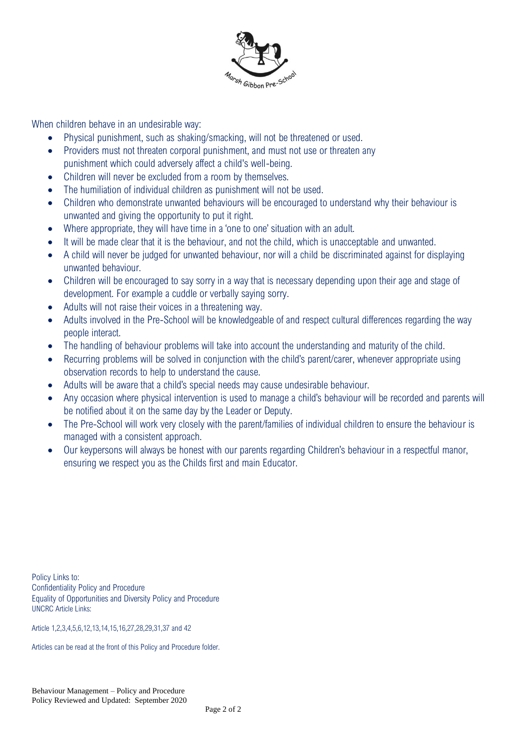When children behave in an undesirable way:

- Physical punishment, such as shaking/smacking, will not be threatened or used.
- Providers must not threaten corporal punishment, and must not use or threaten any punishment which could adversely affect a child's well-being.
- Children will never be excluded from a room by themselves.
- The humiliation of individual children as punishment will not be used.
- Children who demonstrate unwanted behaviours will be encouraged to understand why their behaviour is unwanted and giving the opportunity to put it right.
- Where appropriate, they will have time in a 'one to one' situation with an adult.
- It will be made clear that it is the behaviour, and not the child, which is unacceptable and unwanted.
- A child will never be judged for unwanted behaviour, nor will a child be discriminated against for displaying unwanted behaviour.
- Children will be encouraged to say sorry in a way that is necessary depending upon their age and stage of development. For example a cuddle or verbally saying sorry.
- Adults will not raise their voices in a threatening way.
- Adults involved in the Pre-School will be knowledgeable of and respect cultural differences regarding the way people interact.
- The handling of behaviour problems will take into account the understanding and maturity of the child.
- Recurring problems will be solved in conjunction with the child's parent/carer, whenever appropriate using observation records to help to understand the cause.
- Adults will be aware that a child's special needs may cause undesirable behaviour.
- Any occasion where physical intervention is used to manage a child's behaviour will be recorded and parents will be notified about it on the same day by the Leader or Deputy.
- The Pre-School will work very closely with the parent/families of individual children to ensure the behaviour is managed with a consistent approach.
- Our keypersons will always be honest with our parents regarding Children's behaviour in a respectful manor, ensuring we respect you as the Childs first and main Educator.

Policy Links to:
Confidentiality Policy and Procedure
Equality of Opportunities and Diversity Policy and Procedure
UNCRC Article Links:

Article 1,2,3,4,5,6,12,13,14,15,16,27,28,29,31,37 and 42

Articles can be read at the front of this Policy and Procedure folder.

Behaviour Management – Policy and Procedure
Policy Reviewed and Updated: September 2020